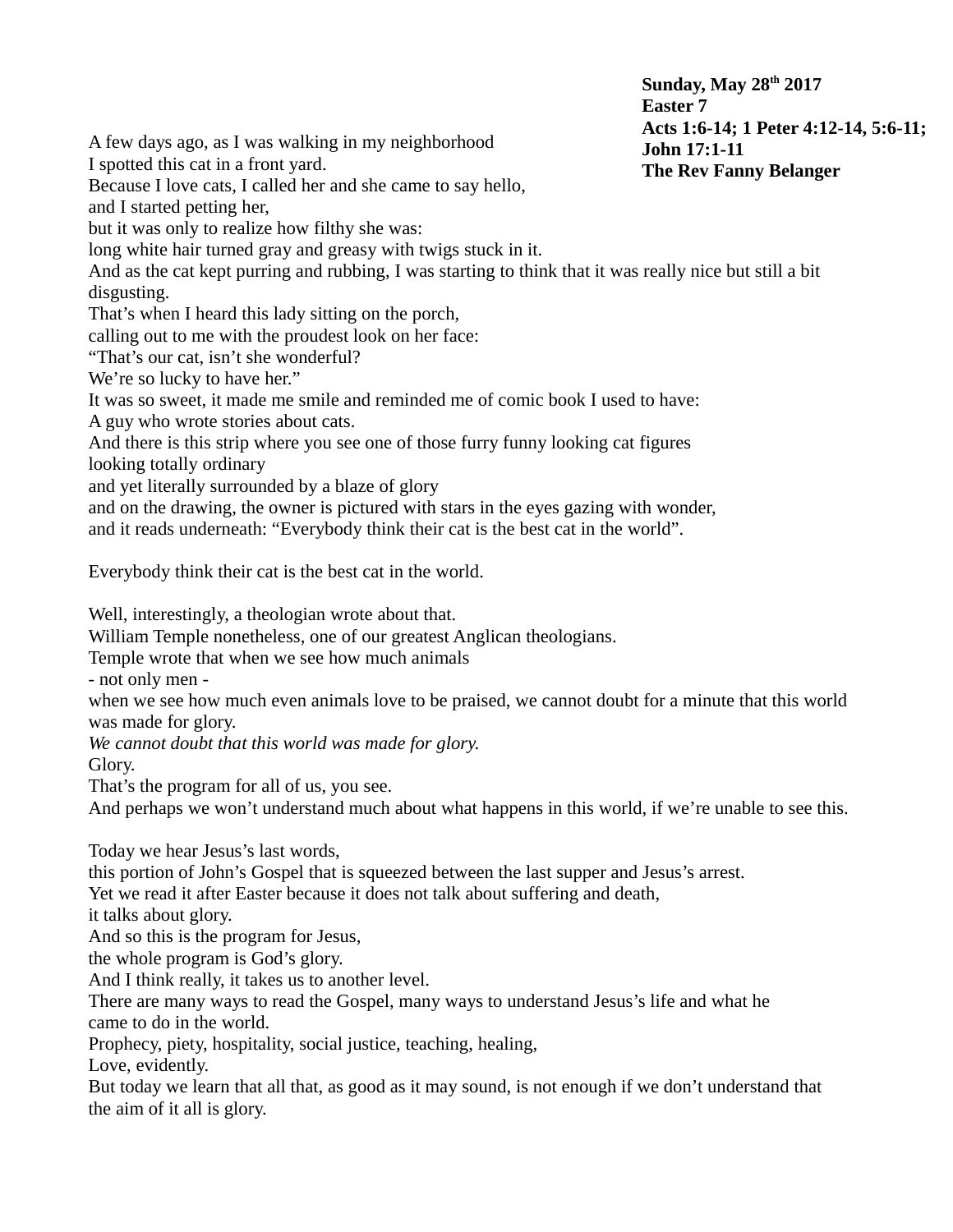**Sunday, May 28th 2017**
**Easter 7**
**Acts 1:6-14; 1 Peter 4:12-14, 5:6-11;**
**John 17:1-11**
**The Rev Fanny Belanger**

A few days ago, as I was walking in my neighborhood
I spotted this cat in a front yard.
Because I love cats, I called her and she came to say hello,
and I started petting her,
but it was only to realize how filthy she was:
long white hair turned gray and greasy with twigs stuck in it.
And as the cat kept purring and rubbing, I was starting to think that it was really nice but still a bit disgusting.
That's when I heard this lady sitting on the porch,
calling out to me with the proudest look on her face:
"That's our cat, isn't she wonderful?
We're so lucky to have her."
It was so sweet, it made me smile and reminded me of comic book I used to have:
A guy who wrote stories about cats.
And there is this strip where you see one of those furry funny looking cat figures
looking totally ordinary
and yet literally surrounded by a blaze of glory
and on the drawing, the owner is pictured with stars in the eyes gazing with wonder,
and it reads underneath: "Everybody think their cat is the best cat in the world".

Everybody think their cat is the best cat in the world.

Well, interestingly, a theologian wrote about that.
William Temple nonetheless, one of our greatest Anglican theologians.
Temple wrote that when we see how much animals
- not only men -
when we see how much even animals love to be praised, we cannot doubt for a minute that this world was made for glory.
*We cannot doubt that this world was made for glory.*
Glory.
That's the program for all of us, you see.
And perhaps we won't understand much about what happens in this world, if we're unable to see this.

Today we hear Jesus's last words,
this portion of John's Gospel that is squeezed between the last supper and Jesus's arrest.
Yet we read it after Easter because it does not talk about suffering and death,
it talks about glory.
And so this is the program for Jesus,
the whole program is God's glory.
And I think really, it takes us to another level.
There are many ways to read the Gospel, many ways to understand Jesus's life and what he came to do in the world.
Prophecy, piety, hospitality, social justice, teaching, healing,
Love, evidently.
But today we learn that all that, as good as it may sound, is not enough if we don't understand that the aim of it all is glory.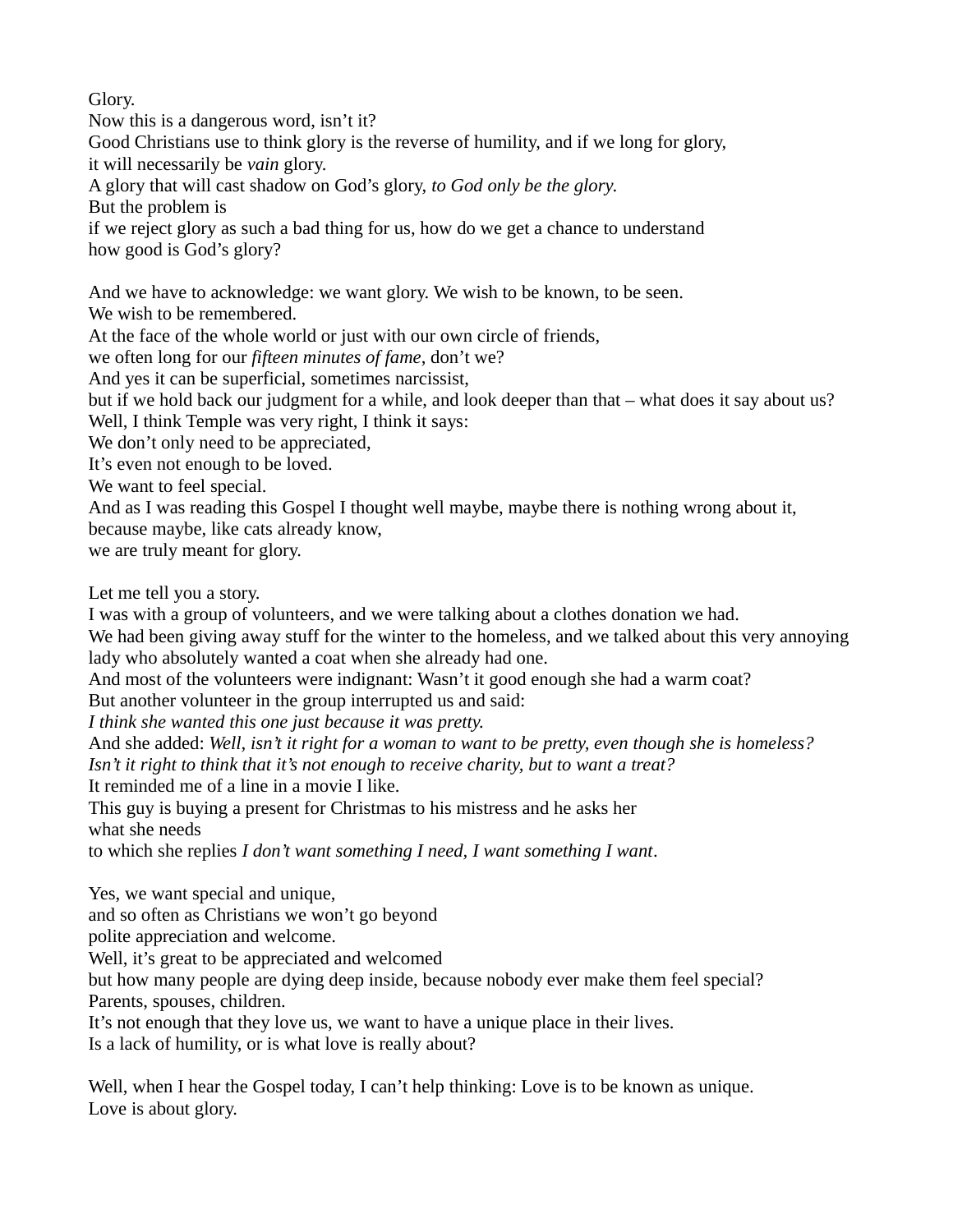Glory.
Now this is a dangerous word, isn't it?
Good Christians use to think glory is the reverse of humility, and if we long for glory,
it will necessarily be *vain* glory.
A glory that will cast shadow on God's glory, *to God only be the glory.*
But the problem is
if we reject glory as such a bad thing for us, how do we get a chance to understand
how good is God's glory?

And we have to acknowledge: we want glory. We wish to be known, to be seen.
We wish to be remembered.
At the face of the whole world or just with our own circle of friends,
we often long for our *fifteen minutes of fame*, don't we?
And yes it can be superficial, sometimes narcissist,
but if we hold back our judgment for a while, and look deeper than that – what does it say about us?
Well, I think Temple was very right, I think it says:
We don't only need to be appreciated,
It's even not enough to be loved.
We want to feel special.
And as I was reading this Gospel I thought well maybe, maybe there is nothing wrong about it,
because maybe, like cats already know,
we are truly meant for glory.

Let me tell you a story.
I was with a group of volunteers, and we were talking about a clothes donation we had.
We had been giving away stuff for the winter to the homeless, and we talked about this very annoying lady who absolutely wanted a coat when she already had one.
And most of the volunteers were indignant: Wasn't it good enough she had a warm coat?
But another volunteer in the group interrupted us and said:
*I think she wanted this one just because it was pretty.*
And she added: *Well, isn't it right for a woman to want to be pretty, even though she is homeless?*
*Isn't it right to think that it's not enough to receive charity, but to want a treat?*
It reminded me of a line in a movie I like.
This guy is buying a present for Christmas to his mistress and he asks her
what she needs
to which she replies *I don't want something I need, I want something I want*.

Yes, we want special and unique,
and so often as Christians we won't go beyond
polite appreciation and welcome.
Well, it's great to be appreciated and welcomed
but how many people are dying deep inside, because nobody ever make them feel special?
Parents, spouses, children.
It's not enough that they love us, we want to have a unique place in their lives.
Is a lack of humility, or is what love is really about?

Well, when I hear the Gospel today, I can't help thinking: Love is to be known as unique.
Love is about glory.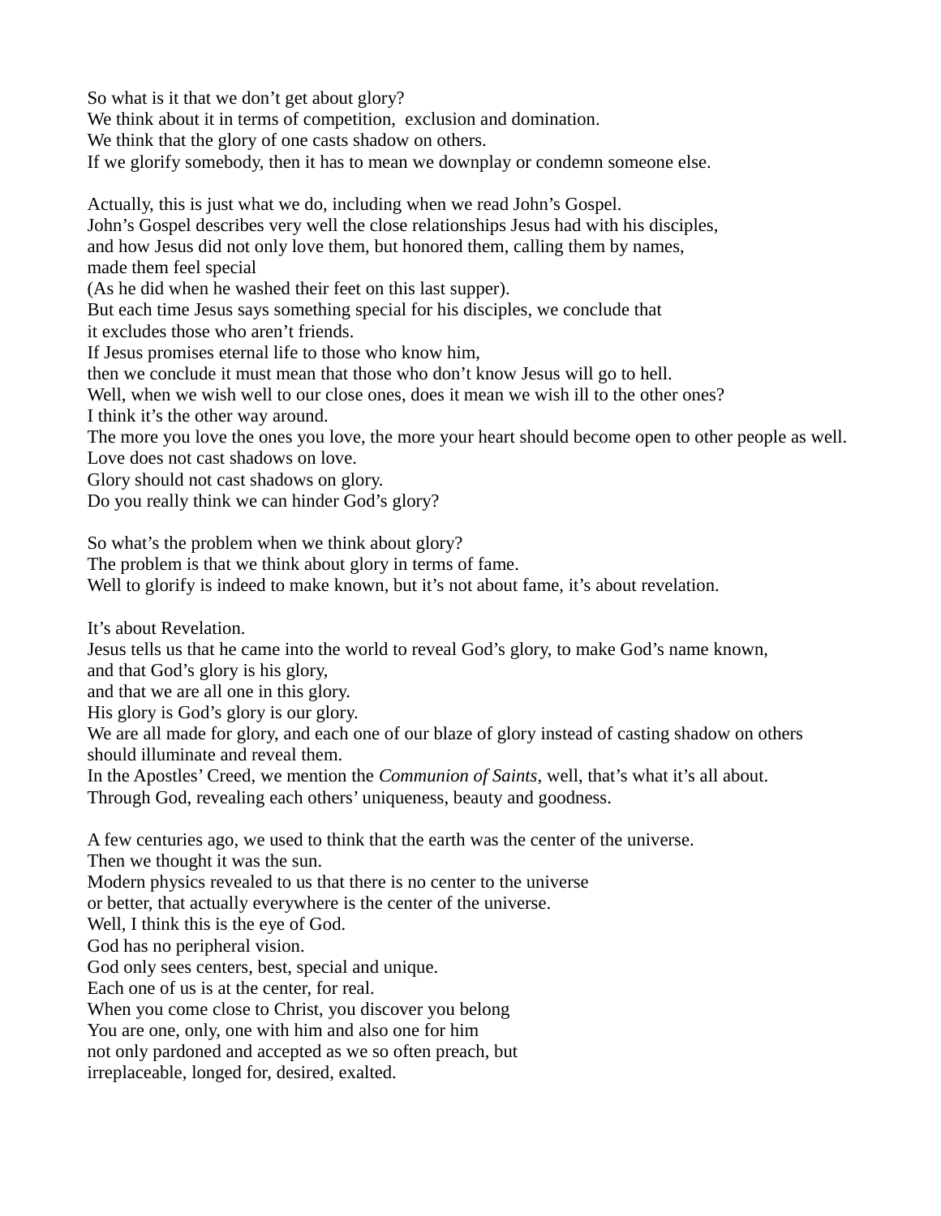So what is it that we don't get about glory?
We think about it in terms of competition, exclusion and domination.
We think that the glory of one casts shadow on others.
If we glorify somebody, then it has to mean we downplay or condemn someone else.

Actually, this is just what we do, including when we read John's Gospel.
John's Gospel describes very well the close relationships Jesus had with his disciples,
and how Jesus did not only love them, but honored them, calling them by names,
made them feel special
(As he did when he washed their feet on this last supper).
But each time Jesus says something special for his disciples, we conclude that
it excludes those who aren't friends.
If Jesus promises eternal life to those who know him,
then we conclude it must mean that those who don't know Jesus will go to hell.
Well, when we wish well to our close ones, does it mean we wish ill to the other ones?
I think it's the other way around.
The more you love the ones you love, the more your heart should become open to other people as well.
Love does not cast shadows on love.
Glory should not cast shadows on glory.
Do you really think we can hinder God's glory?

So what's the problem when we think about glory?
The problem is that we think about glory in terms of fame.
Well to glorify is indeed to make known, but it's not about fame, it's about revelation.

It's about Revelation.
Jesus tells us that he came into the world to reveal God's glory, to make God's name known,
and that God's glory is his glory,
and that we are all one in this glory.
His glory is God's glory is our glory.
We are all made for glory, and each one of our blaze of glory instead of casting shadow on others
should illuminate and reveal them.
In the Apostles' Creed, we mention the *Communion of Saints*, well, that's what it's all about.
Through God, revealing each others' uniqueness, beauty and goodness.

A few centuries ago, we used to think that the earth was the center of the universe.
Then we thought it was the sun.
Modern physics revealed to us that there is no center to the universe
or better, that actually everywhere is the center of the universe.
Well, I think this is the eye of God.
God has no peripheral vision.
God only sees centers, best, special and unique.
Each one of us is at the center, for real.
When you come close to Christ, you discover you belong
You are one, only, one with him and also one for him
not only pardoned and accepted as we so often preach, but
irreplaceable, longed for, desired, exalted.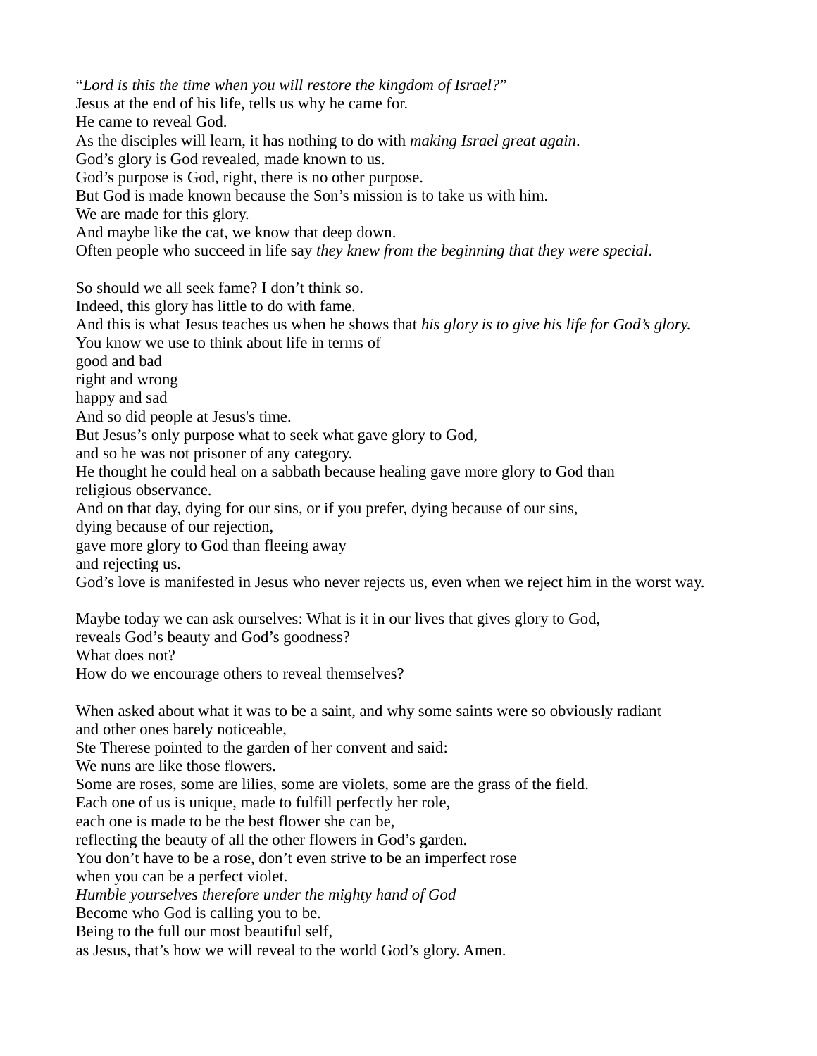"*Lord is this the time when you will restore the kingdom of Israel?*"
Jesus at the end of his life, tells us why he came for.
He came to reveal God.
As the disciples will learn, it has nothing to do with *making Israel great again*.
God's glory is God revealed, made known to us.
God's purpose is God, right, there is no other purpose.
But God is made known because the Son's mission is to take us with him.
We are made for this glory.
And maybe like the cat, we know that deep down.
Often people who succeed in life say *they knew from the beginning that they were special*.

So should we all seek fame? I don't think so.
Indeed, this glory has little to do with fame.
And this is what Jesus teaches us when he shows that *his glory is to give his life for God's glory.*
You know we use to think about life in terms of
good and bad
right and wrong
happy and sad
And so did people at Jesus's time.
But Jesus's only purpose what to seek what gave glory to God,
and so he was not prisoner of any category.
He thought he could heal on a sabbath because healing gave more glory to God than religious observance.
And on that day, dying for our sins, or if you prefer, dying because of our sins,
dying because of our rejection,
gave more glory to God than fleeing away
and rejecting us.
God's love is manifested in Jesus who never rejects us, even when we reject him in the worst way.

Maybe today we can ask ourselves: What is it in our lives that gives glory to God,
reveals God's beauty and God's goodness?
What does not?
How do we encourage others to reveal themselves?

When asked about what it was to be a saint, and why some saints were so obviously radiant and other ones barely noticeable,
Ste Therese pointed to the garden of her convent and said:
We nuns are like those flowers.
Some are roses, some are lilies, some are violets, some are the grass of the field.
Each one of us is unique, made to fulfill perfectly her role,
each one is made to be the best flower she can be,
reflecting the beauty of all the other flowers in God's garden.
You don't have to be a rose, don't even strive to be an imperfect rose
when you can be a perfect violet.
*Humble yourselves therefore under the mighty hand of God*
Become who God is calling you to be.
Being to the full our most beautiful self,
as Jesus, that's how we will reveal to the world God's glory. Amen.